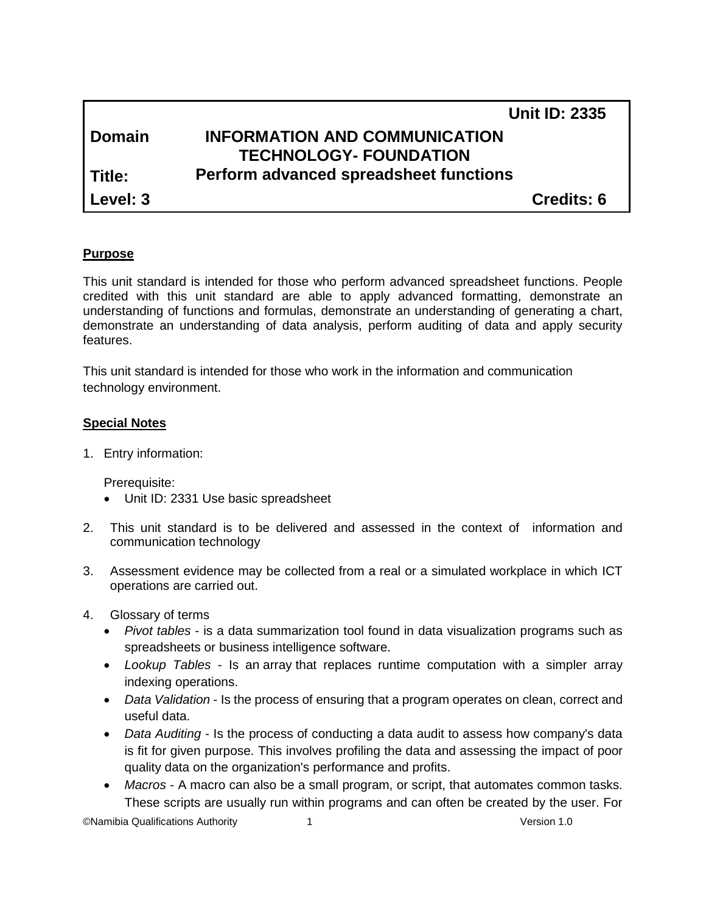| | | Unit ID: 2335 |
|---|---|---|
| **Domain** | **INFORMATION AND COMMUNICATION TECHNOLOGY- FOUNDATION** | |
| **Title:** | **Perform advanced spreadsheet functions** | |
| **Level: 3** | | **Credits: 6** |

## Purpose

This unit standard is intended for those who perform advanced spreadsheet functions. People credited with this unit standard are able to apply advanced formatting, demonstrate an understanding of functions and formulas, demonstrate an understanding of generating a chart, demonstrate an understanding of data analysis, perform auditing of data and apply security features.

This unit standard is intended for those who work in the information and communication technology environment.

## Special Notes

1. Entry information:

   Prerequisite:
   - Unit ID: 2331 Use basic spreadsheet

2. This unit standard is to be delivered and assessed in the context of information and communication technology

3. Assessment evidence may be collected from a real or a simulated workplace in which ICT operations are carried out.

4. Glossary of terms
   - *Pivot tables* - is a data summarization tool found in data visualization programs such as spreadsheets or business intelligence software.
   - *Lookup Tables* - Is an array that replaces runtime computation with a simpler array indexing operations.
   - *Data Validation* - Is the process of ensuring that a program operates on clean, correct and useful data.
   - *Data Auditing* - Is the process of conducting a data audit to assess how company's data is fit for given purpose. This involves profiling the data and assessing the impact of poor quality data on the organization's performance and profits.
   - *Macros* - A macro can also be a small program, or script, that automates common tasks. These scripts are usually run within programs and can often be created by the user. For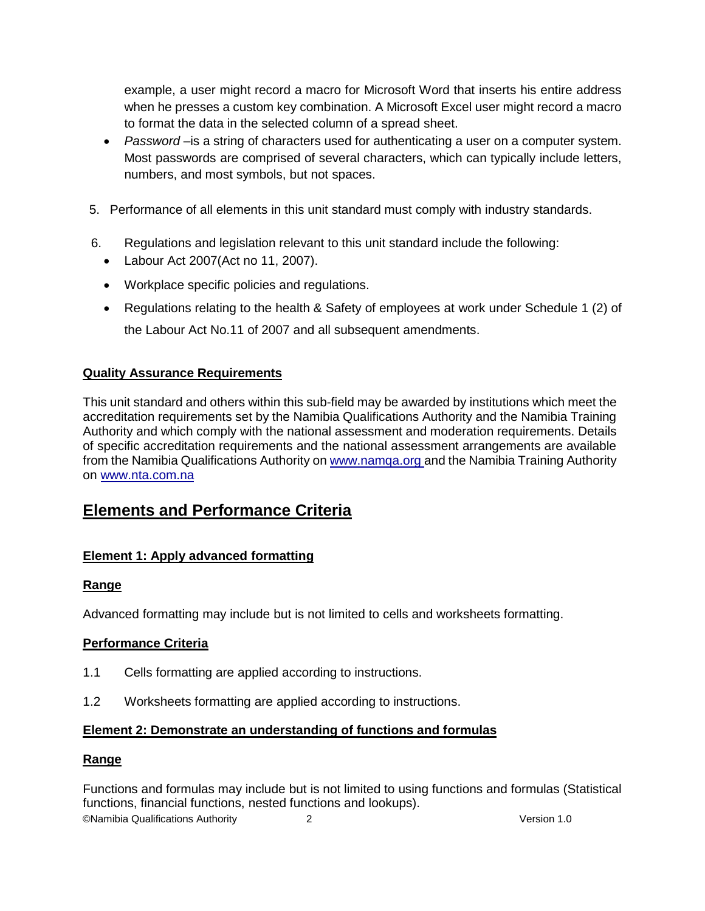example, a user might record a macro for Microsoft Word that inserts his entire address when he presses a custom key combination. A Microsoft Excel user might record a macro to format the data in the selected column of a spread sheet.

- *Password* –is a string of characters used for authenticating a user on a computer system. Most passwords are comprised of several characters, which can typically include letters, numbers, and most symbols, but not spaces.

5. Performance of all elements in this unit standard must comply with industry standards.

6. Regulations and legislation relevant to this unit standard include the following:
   - Labour Act 2007(Act no 11, 2007).
   - Workplace specific policies and regulations.
   - Regulations relating to the health & Safety of employees at work under Schedule 1 (2) of the Labour Act No.11 of 2007 and all subsequent amendments.

**Quality Assurance Requirements**

This unit standard and others within this sub-field may be awarded by institutions which meet the accreditation requirements set by the Namibia Qualifications Authority and the Namibia Training Authority and which comply with the national assessment and moderation requirements. Details of specific accreditation requirements and the national assessment arrangements are available from the Namibia Qualifications Authority on www.namqa.org and the Namibia Training Authority on www.nta.com.na

## Elements and Performance Criteria

### Element 1: Apply advanced formatting

**Range**

Advanced formatting may include but is not limited to cells and worksheets formatting.

**Performance Criteria**

1.1 Cells formatting are applied according to instructions.

1.2 Worksheets formatting are applied according to instructions.

### Element 2: Demonstrate an understanding of functions and formulas

**Range**

Functions and formulas may include but is not limited to using functions and formulas (Statistical functions, financial functions, nested functions and lookups).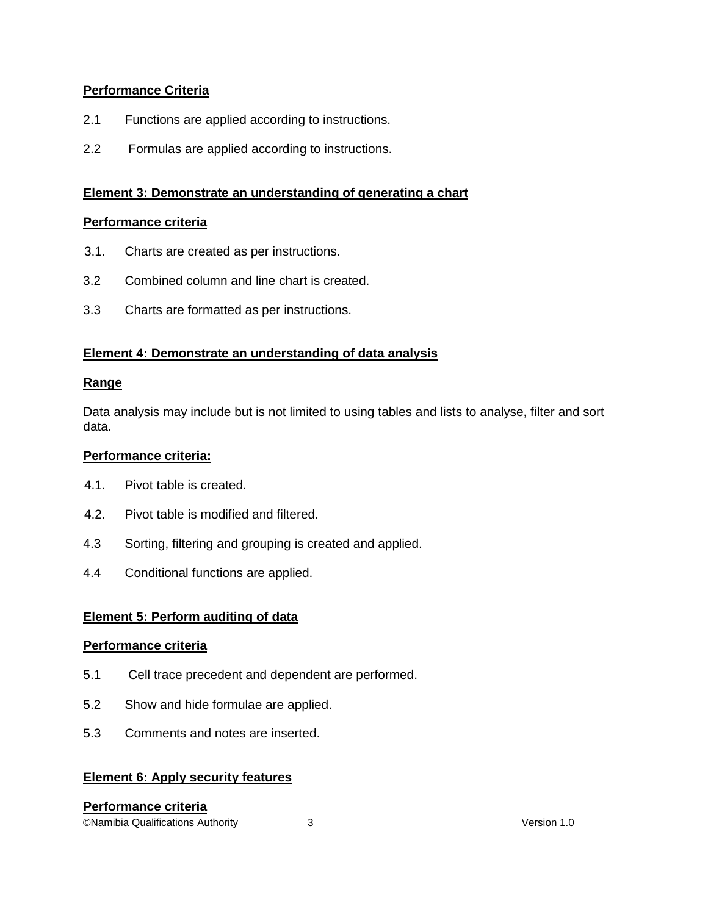**Performance Criteria**

2.1 Functions are applied according to instructions.

2.2 Formulas are applied according to instructions.

**Element 3: Demonstrate an understanding of generating a chart**

**Performance criteria**

3.1. Charts are created as per instructions.

3.2 Combined column and line chart is created.

3.3 Charts are formatted as per instructions.

**Element 4: Demonstrate an understanding of data analysis**

**Range**

Data analysis may include but is not limited to using tables and lists to analyse, filter and sort data.

**Performance criteria:**

4.1. Pivot table is created.

4.2. Pivot table is modified and filtered.

4.3 Sorting, filtering and grouping is created and applied.

4.4 Conditional functions are applied.

**Element 5: Perform auditing of data**

**Performance criteria**

5.1 Cell trace precedent and dependent are performed.

5.2 Show and hide formulae are applied.

5.3 Comments and notes are inserted.

**Element 6: Apply security features**

**Performance criteria**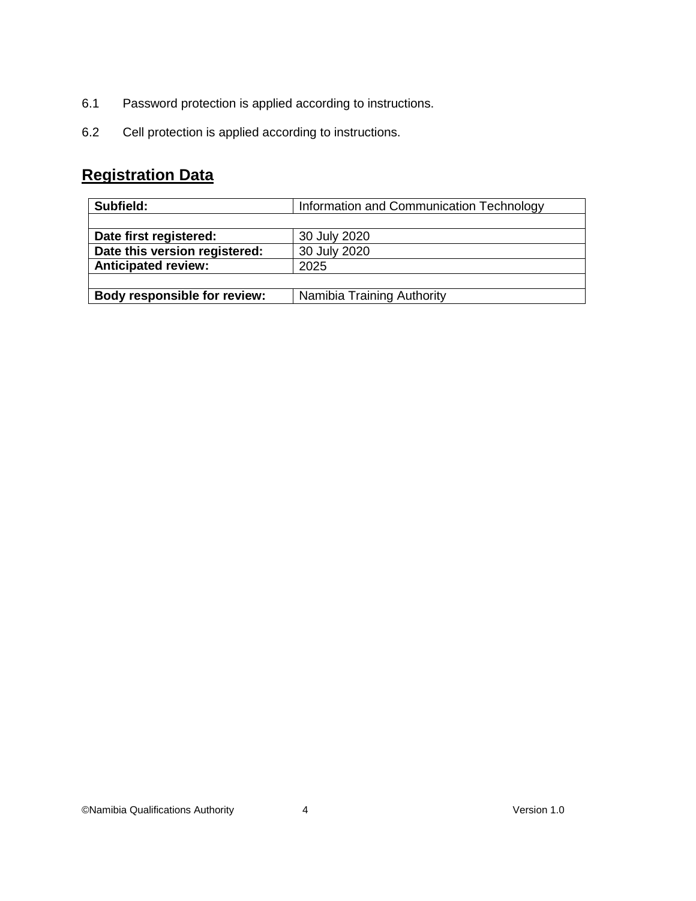6.1 Password protection is applied according to instructions.

6.2 Cell protection is applied according to instructions.

## Registration Data

| | |
|---|---|
| **Subfield:** | Information and Communication Technology |
| | |
| **Date first registered:** | 30 July 2020 |
| **Date this version registered:** | 30 July 2020 |
| **Anticipated review:** | 2025 |
| | |
| **Body responsible for review:** | Namibia Training Authority |